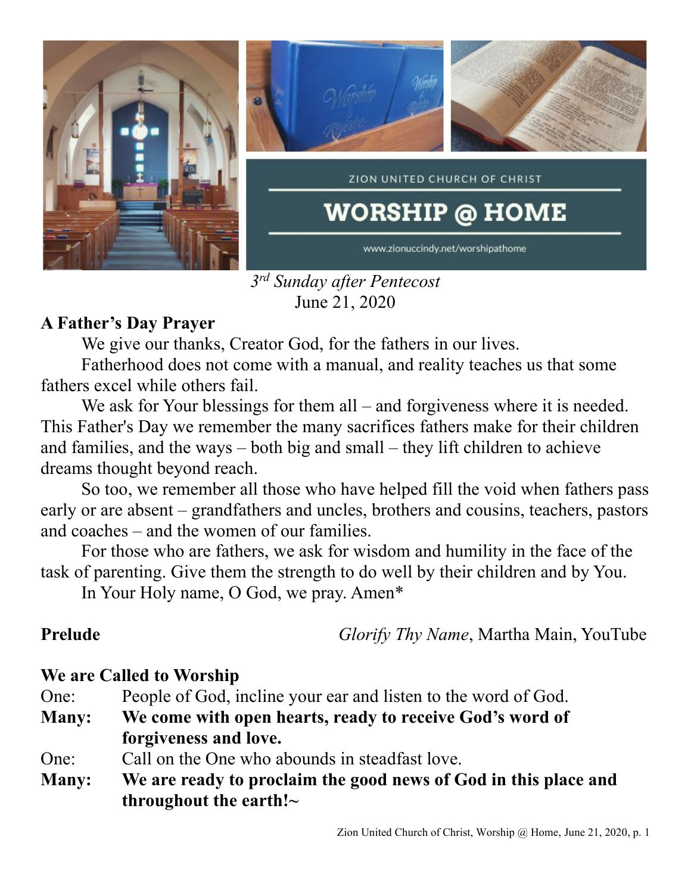ZION UNITED CHURCH OF CHRIST

# WORSHIP @ HOME

www.zionuccindy.net/worshipathome

*3rd Sunday after Pentecost*
June 21, 2020

**A Father's Day Prayer**

We give our thanks, Creator God, for the fathers in our lives.

Fatherhood does not come with a manual, and reality teaches us that some fathers excel while others fail.

We ask for Your blessings for them all – and forgiveness where it is needed. This Father's Day we remember the many sacrifices fathers make for their children and families, and the ways – both big and small – they lift children to achieve dreams thought beyond reach.

So too, we remember all those who have helped fill the void when fathers pass early or are absent – grandfathers and uncles, brothers and cousins, teachers, pastors and coaches – and the women of our families.

For those who are fathers, we ask for wisdom and humility in the face of the task of parenting. Give them the strength to do well by their children and by You.

In Your Holy name, O God, we pray. Amen*

**Prelude** *Glorify Thy Name*, Martha Main, YouTube

**We are Called to Worship**

One: People of God, incline your ear and listen to the word of God.

**Many: We come with open hearts, ready to receive God's word of forgiveness and love.**

One: Call on the One who abounds in steadfast love.

**Many: We are ready to proclaim the good news of God in this place and throughout the earth!~**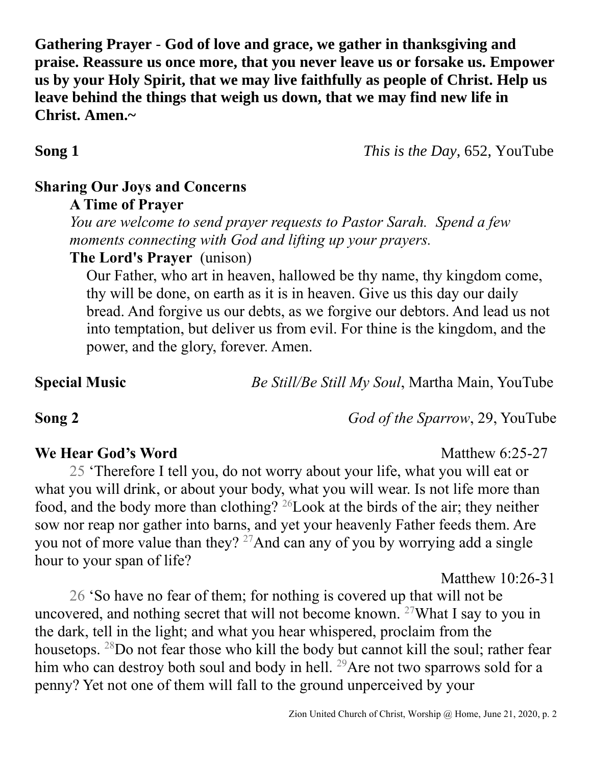**Gathering Prayer - God of love and grace, we gather in thanksgiving and praise. Reassure us once more, that you never leave us or forsake us. Empower us by your Holy Spirit, that we may live faithfully as people of Christ. Help us leave behind the things that weigh us down, that we may find new life in Christ. Amen.~**

**Song 1** *This is the Day*, 652, YouTube

**Sharing Our Joys and Concerns**

**A Time of Prayer**

*You are welcome to send prayer requests to Pastor Sarah. Spend a few moments connecting with God and lifting up your prayers.*

**The Lord's Prayer** (unison)

Our Father, who art in heaven, hallowed be thy name, thy kingdom come, thy will be done, on earth as it is in heaven. Give us this day our daily bread. And forgive us our debts, as we forgive our debtors. And lead us not into temptation, but deliver us from evil. For thine is the kingdom, and the power, and the glory, forever. Amen.

**Special Music** *Be Still/Be Still My Soul*, Martha Main, YouTube

**Song 2** *God of the Sparrow*, 29, YouTube

**We Hear God's Word** Matthew 6:25-27

25 'Therefore I tell you, do not worry about your life, what you will eat or what you will drink, or about your body, what you will wear. Is not life more than food, and the body more than clothing? 26 Look at the birds of the air; they neither sow nor reap nor gather into barns, and yet your heavenly Father feeds them. Are you not of more value than they? 27 And can any of you by worrying add a single hour to your span of life?

Matthew 10:26-31

26 'So have no fear of them; for nothing is covered up that will not be uncovered, and nothing secret that will not become known. 27 What I say to you in the dark, tell in the light; and what you hear whispered, proclaim from the housetops. 28 Do not fear those who kill the body but cannot kill the soul; rather fear him who can destroy both soul and body in hell. 29 Are not two sparrows sold for a penny? Yet not one of them will fall to the ground unperceived by your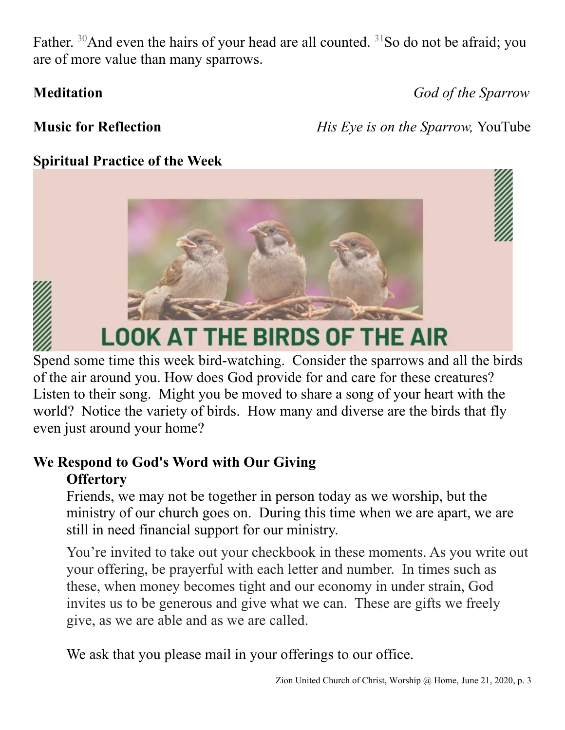Father. [30]And even the hairs of your head are all counted. [31]So do not be afraid; you are of more value than many sparrows.

**Meditation** *God of the Sparrow*

**Music for Reflection** *His Eye is on the Sparrow,* YouTube

**Spiritual Practice of the Week**

LOOK AT THE BIRDS OF THE AIR

Spend some time this week bird-watching. Consider the sparrows and all the birds of the air around you. How does God provide for and care for these creatures? Listen to their song. Might you be moved to share a song of your heart with the world? Notice the variety of birds. How many and diverse are the birds that fly even just around your home?

**We Respond to God's Word with Our Giving**

**Offertory**

Friends, we may not be together in person today as we worship, but the ministry of our church goes on. During this time when we are apart, we are still in need financial support for our ministry.

You're invited to take out your checkbook in these moments. As you write out your offering, be prayerful with each letter and number. In times such as these, when money becomes tight and our economy in under strain, God invites us to be generous and give what we can. These are gifts we freely give, as we are able and as we are called.

We ask that you please mail in your offerings to our office.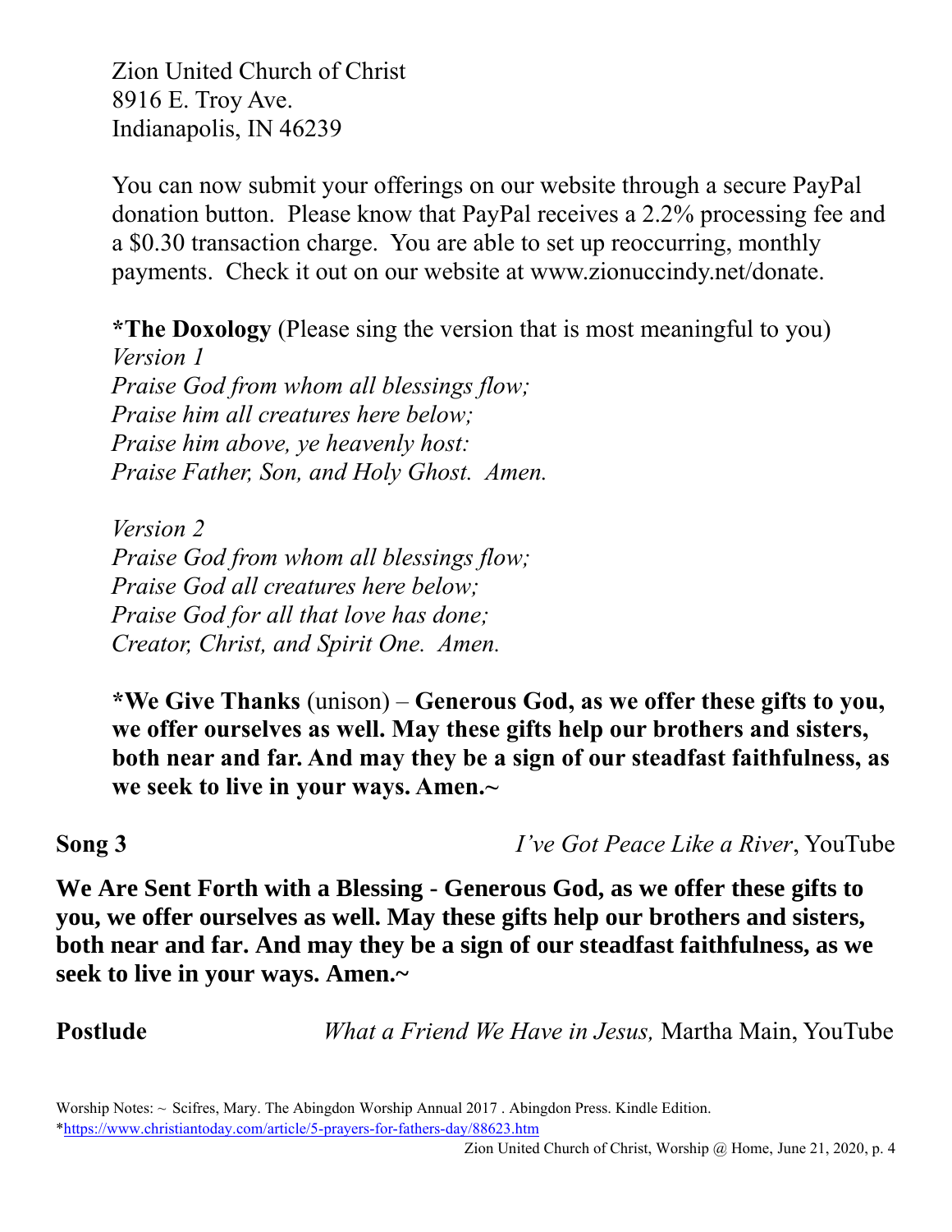Zion United Church of Christ
8916 E. Troy Ave.
Indianapolis, IN 46239

You can now submit your offerings on our website through a secure PayPal donation button. Please know that PayPal receives a 2.2% processing fee and a $0.30 transaction charge. You are able to set up reoccurring, monthly payments. Check it out on our website at www.zionuccindy.net/donate.

**\*The Doxology** (Please sing the version that is most meaningful to you)
*Version 1*
*Praise God from whom all blessings flow;*
*Praise him all creatures here below;*
*Praise him above, ye heavenly host:*
*Praise Father, Son, and Holy Ghost. Amen.*

*Version 2*
*Praise God from whom all blessings flow;*
*Praise God all creatures here below;*
*Praise God for all that love has done;*
*Creator, Christ, and Spirit One. Amen.*

**\*We Give Thanks** (unison) – **Generous God, as we offer these gifts to you, we offer ourselves as well. May these gifts help our brothers and sisters, both near and far. And may they be a sign of our steadfast faithfulness, as we seek to live in your ways. Amen.~**

**Song 3** *I've Got Peace Like a River*, YouTube

**We Are Sent Forth with a Blessing - Generous God, as we offer these gifts to you, we offer ourselves as well. May these gifts help our brothers and sisters, both near and far. And may they be a sign of our steadfast faithfulness, as we seek to live in your ways. Amen.~**

**Postlude** *What a Friend We Have in Jesus,* Martha Main, YouTube

Worship Notes: ~ Scifres, Mary. The Abingdon Worship Annual 2017 . Abingdon Press. Kindle Edition.
*https://www.christiantoday.com/article/5-prayers-for-fathers-day/88623.htm